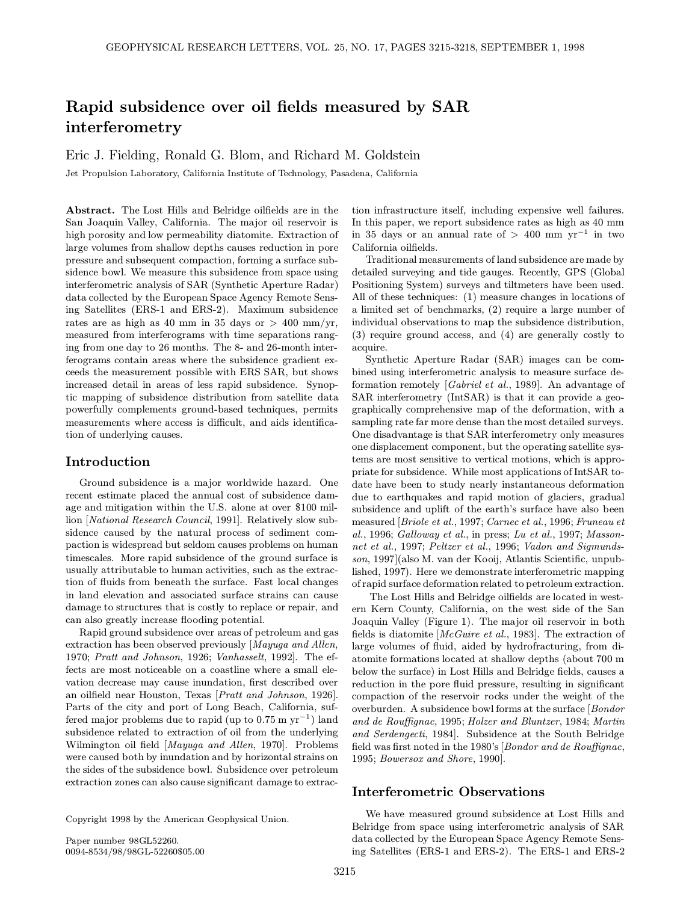# Rapid subsidence over oil fields measured by SAR interferometry

Eric J. Fielding, Ronald G. Blom, and Richard M. Goldstein

Jet Propulsion Laboratory, California Institute of Technology, Pasadena, California

**Abstract.** The Lost Hills and Belridge oilfields are in the San Joaquin Valley, California. The major oil reservoir is high porosity and low permeability diatomite. Extraction of large volumes from shallow depths causes reduction in pore pressure and subsequent compaction, forming a surface subsidence bowl. We measure this subsidence from space using interferometric analysis of SAR (Synthetic Aperture Radar) data collected by the European Space Agency Remote Sensing Satellites (ERS-1 and ERS-2). Maximum subsidence rates are as high as 40 mm in 35 days or > 400 mm/yr, measured from interferograms with time separations ranging from one day to 26 months. The 8- and 26-month interferograms contain areas where the subsidence gradient exceeds the measurement possible with ERS SAR, but shows increased detail in areas of less rapid subsidence. Synoptic mapping of subsidence distribution from satellite data powerfully complements ground-based techniques, permits measurements where access is difficult, and aids identification of underlying causes.

## Introduction

Ground subsidence is a major worldwide hazard. One recent estimate placed the annual cost of subsidence damage and mitigation within the U.S. alone at over $100 million [*National Research Council*, 1991]. Relatively slow subsidence caused by the natural process of sediment compaction is widespread but seldom causes problems on human timescales. More rapid subsidence of the ground surface is usually attributable to human activities, such as the extraction of fluids from beneath the surface. Fast local changes in land elevation and associated surface strains can cause damage to structures that is costly to replace or repair, and can also greatly increase flooding potential.

Rapid ground subsidence over areas of petroleum and gas extraction has been observed previously [*Mayuga and Allen*, 1970; *Pratt and Johnson*, 1926; *Vanhasselt*, 1992]. The effects are most noticeable on a coastline where a small elevation decrease may cause inundation, first described over an oilfield near Houston, Texas [*Pratt and Johnson*, 1926]. Parts of the city and port of Long Beach, California, suffered major problems due to rapid (up to 0.75 m $\mathrm{yr}^{-1}$) land subsidence related to extraction of oil from the underlying Wilmington oil field [*Mayuga and Allen*, 1970]. Problems were caused both by inundation and by horizontal strains on the sides of the subsidence bowl. Subsidence over petroleum extraction zones can also cause significant damage to extraction infrastructure itself, including expensive well failures. In this paper, we report subsidence rates as high as 40 mm in 35 days or an annual rate of > 400 mm $\mathrm{yr}^{-1}$ in two California oilfields.

Traditional measurements of land subsidence are made by detailed surveying and tide gauges. Recently, GPS (Global Positioning System) surveys and tiltmeters have been used. All of these techniques: (1) measure changes in locations of a limited set of benchmarks, (2) require a large number of individual observations to map the subsidence distribution, (3) require ground access, and (4) are generally costly to acquire.

Synthetic Aperture Radar (SAR) images can be combined using interferometric analysis to measure surface deformation remotely [*Gabriel et al.*, 1989]. An advantage of SAR interferometry (IntSAR) is that it can provide a geographically comprehensive map of the deformation, with a sampling rate far more dense than the most detailed surveys. One disadvantage is that SAR interferometry only measures one displacement component, but the operating satellite systems are most sensitive to vertical motions, which is appropriate for subsidence. While most applications of IntSAR to-date have been to study nearly instantaneous deformation due to earthquakes and rapid motion of glaciers, gradual subsidence and uplift of the earth's surface have also been measured [*Briole et al.*, 1997; *Carnec et al.*, 1996; *Fruneau et al.*, 1996; *Galloway et al.*, in press; *Lu et al.*, 1997; *Massonnet et al.*, 1997; *Peltzer et al.*, 1996; *Vadon and Sigmundsson*, 1997](also M. van der Kooij, Atlantis Scientific, unpublished, 1997). Here we demonstrate interferometric mapping of rapid surface deformation related to petroleum extraction.

The Lost Hills and Belridge oilfields are located in western Kern County, California, on the west side of the San Joaquin Valley (Figure 1). The major oil reservoir in both fields is diatomite [*McGuire et al.*, 1983]. The extraction of large volumes of fluid, aided by hydrofracturing, from diatomite formations located at shallow depths (about 700 m below the surface) in Lost Hills and Belridge fields, causes a reduction in the pore fluid pressure, resulting in significant compaction of the reservoir rocks under the weight of the overburden. A subsidence bowl forms at the surface [*Bondor and de Rouffignac*, 1995; *Holzer and Bluntzer*, 1984; *Martin and Serdengecti*, 1984]. Subsidence at the South Belridge field was first noted in the 1980's [*Bondor and de Rouffignac*, 1995; *Bowersox and Shore*, 1990].

## Interferometric Observations

We have measured ground subsidence at Lost Hills and Belridge from space using interferometric analysis of SAR data collected by the European Space Agency Remote Sensing Satellites (ERS-1 and ERS-2). The ERS-1 and ERS-2

Copyright 1998 by the American Geophysical Union.

Paper number 98GL52260.
0094-8534/98/98GL-52260$05.00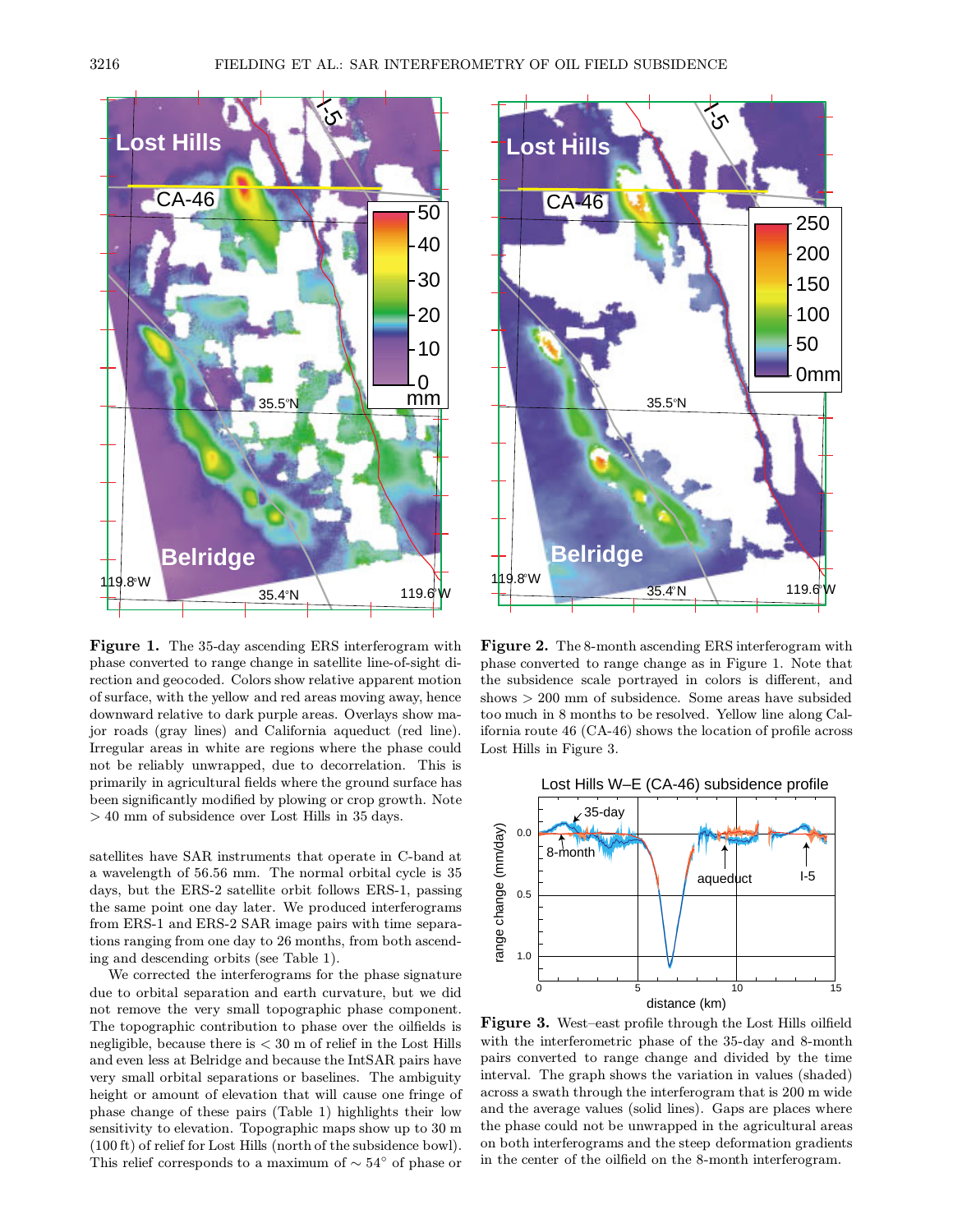**Figure 1.** The 35-day ascending ERS interferogram with phase converted to range change in satellite line-of-sight direction and geocoded. Colors show relative apparent motion of surface, with the yellow and red areas moving away, hence downward relative to dark purple areas. Overlays show major roads (gray lines) and California aqueduct (red line). Irregular areas in white are regions where the phase could not be reliably unwrapped, due to decorrelation. This is primarily in agricultural fields where the ground surface has been significantly modified by plowing or crop growth. Note > 40 mm of subsidence over Lost Hills in 35 days.

**Figure 2.** The 8-month ascending ERS interferogram with phase converted to range change as in Figure 1. Note that the subsidence scale portrayed in colors is different, and shows > 200 mm of subsidence. Some areas have subsided too much in 8 months to be resolved. Yellow line along California route 46 (CA-46) shows the location of profile across Lost Hills in Figure 3.

satellites have SAR instruments that operate in C-band at a wavelength of 56.56 mm. The normal orbital cycle is 35 days, but the ERS-2 satellite orbit follows ERS-1, passing the same point one day later. We produced interferograms from ERS-1 and ERS-2 SAR image pairs with time separations ranging from one day to 26 months, from both ascending and descending orbits (see Table 1).

We corrected the interferograms for the phase signature due to orbital separation and earth curvature, but we did not remove the very small topographic phase component. The topographic contribution to phase over the oilfields is negligible, because there is < 30 m of relief in the Lost Hills and even less at Belridge and because the IntSAR pairs have very small orbital separations or baselines. The ambiguity height or amount of elevation that will cause one fringe of phase change of these pairs (Table 1) highlights their low sensitivity to elevation. Topographic maps show up to 30 m (100 ft) of relief for Lost Hills (north of the subsidence bowl). This relief corresponds to a maximum of $\sim 54^\circ$ of phase or

**Figure 3.** West–east profile through the Lost Hills oilfield with the interferometric phase of the 35-day and 8-month pairs converted to range change and divided by the time interval. The graph shows the variation in values (shaded) across a swath through the interferogram that is 200 m wide and the average values (solid lines). Gaps are places where the phase could not be unwrapped in the agricultural areas on both interferograms and the steep deformation gradients in the center of the oilfield on the 8-month interferogram.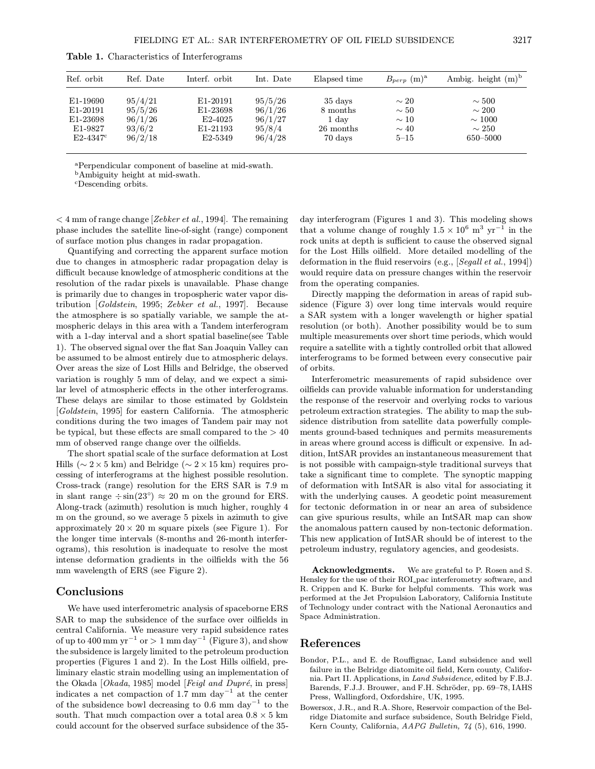**Table 1.** Characteristics of Interferograms

| Ref. orbit | Ref. Date | Interf. orbit | Int. Date | Elapsed time | $B_{perp}$ (m)[a] | Ambig. height (m)[b] |
|---|---|---|---|---|---|---|
| E1-19690 | 95/4/21 | E1-20191 | 95/5/26 | 35 days | $\sim 20$ | $\sim 500$ |
| E1-20191 | 95/5/26 | E1-23698 | 96/1/26 | 8 months | $\sim 50$ | $\sim 200$ |
| E1-23698 | 96/1/26 | E2-4025 | 96/1/27 | 1 day | $\sim 10$ | $\sim 1000$ |
| E1-9827 | 93/6/2 | E1-21193 | 95/8/4 | 26 months | $\sim 40$ | $\sim 250$ |
| E2-4347[c] | 96/2/18 | E2-5349 | 96/4/28 | 70 days | 5–15 | 650–5000 |

[a]Perpendicular component of baseline at mid-swath.
[b]Ambiguity height at mid-swath.
[c]Descending orbits.

$< 4$ mm of range change [*Zebker et al.*, 1994]. The remaining phase includes the satellite line-of-sight (range) component of surface motion plus changes in radar propagation.

Quantifying and correcting the apparent surface motion due to changes in atmospheric radar propagation delay is difficult because knowledge of atmospheric conditions at the resolution of the radar pixels is unavailable. Phase change is primarily due to changes in tropospheric water vapor distribution [*Goldstein*, 1995; *Zebker et al.*, 1997]. Because the atmosphere is so spatially variable, we sample the atmospheric delays in this area with a Tandem interferogram with a 1-day interval and a short spatial baseline(see Table 1). The observed signal over the flat San Joaquin Valley can be assumed to be almost entirely due to atmospheric delays. Over areas the size of Lost Hills and Belridge, the observed variation is roughly 5 mm of delay, and we expect a similar level of atmospheric effects in the other interferograms. These delays are similar to those estimated by Goldstein [*Goldstein*, 1995] for eastern California. The atmospheric conditions during the two images of Tandem pair may not be typical, but these effects are small compared to the $> 40$ mm of observed range change over the oilfields.

The short spatial scale of the surface deformation at Lost Hills ($\sim 2 \times 5$ km) and Belridge ($\sim 2 \times 15$ km) requires processing of interferograms at the highest possible resolution. Cross-track (range) resolution for the ERS SAR is 7.9 m in slant range $\div \sin(23^\circ) \approx 20$ m on the ground for ERS. Along-track (azimuth) resolution is much higher, roughly 4 m on the ground, so we average 5 pixels in azimuth to give approximately $20 \times 20$ m square pixels (see Figure 1). For the longer time intervals (8-months and 26-month interferograms), this resolution is inadequate to resolve the most intense deformation gradients in the oilfields with the 56 mm wavelength of ERS (see Figure 2).

## Conclusions

We have used interferometric analysis of spaceborne ERS SAR to map the subsidence of the surface over oilfields in central California. We measure very rapid subsidence rates of up to 400 mm yr$^{-1}$ or $> 1$ mm day$^{-1}$ (Figure 3), and show the subsidence is largely limited to the petroleum production properties (Figures 1 and 2). In the Lost Hills oilfield, preliminary elastic strain modelling using an implementation of the Okada [*Okada*, 1985] model [*Feigl and Dupré*, in press] indicates a net compaction of 1.7 mm day$^{-1}$ at the center of the subsidence bowl decreasing to 0.6 mm day$^{-1}$ to the south. That much compaction over a total area $0.8 \times 5$ km could account for the observed surface subsidence of the 35-day interferogram (Figures 1 and 3). This modeling shows that a volume change of roughly $1.5 \times 10^6$ m$^3$ yr$^{-1}$ in the rock units at depth is sufficient to cause the observed signal for the Lost Hills oilfield. More detailed modelling of the deformation in the fluid reservoirs (e.g., [*Segall et al.*, 1994]) would require data on pressure changes within the reservoir from the operating companies.

Directly mapping the deformation in areas of rapid subsidence (Figure 3) over long time intervals would require a SAR system with a longer wavelength or higher spatial resolution (or both). Another possibility would be to sum multiple measurements over short time periods, which would require a satellite with a tightly controlled orbit that allowed interferograms to be formed between every consecutive pair of orbits.

Interferometric measurements of rapid subsidence over oilfields can provide valuable information for understanding the response of the reservoir and overlying rocks to various petroleum extraction strategies. The ability to map the subsidence distribution from satellite data powerfully complements ground-based techniques and permits measurements in areas where ground access is difficult or expensive. In addition, IntSAR provides an instantaneous measurement that is not possible with campaign-style traditional surveys that take a significant time to complete. The synoptic mapping of deformation with IntSAR is also vital for associating it with the underlying causes. A geodetic point measurement for tectonic deformation in or near an area of subsidence can give spurious results, while an IntSAR map can show the anomalous pattern caused by non-tectonic deformation. This new application of IntSAR should be of interest to the petroleum industry, regulatory agencies, and geodesists.

**Acknowledgments.** We are grateful to P. Rosen and S. Hensley for the use of their ROI_pac interferometry software, and R. Crippen and K. Burke for helpful comments. This work was performed at the Jet Propulsion Laboratory, California Institute of Technology under contract with the National Aeronautics and Space Administration.

## References

Bondor, P.L., and E. de Rouffignac, Land subsidence and well failure in the Belridge diatomite oil field, Kern county, California. Part II. Applications, in *Land Subsidence,* edited by F.B.J. Barends, F.J.J. Brouwer, and F.H. Schröder, pp. 69–78, IAHS Press, Wallingford, Oxfordshire, UK, 1995.

Bowersox, J.R., and R.A. Shore, Reservoir compaction of the Belridge Diatomite and surface subsidence, South Belridge Field, Kern County, California, *AAPG Bulletin, 74* (5), 616, 1990.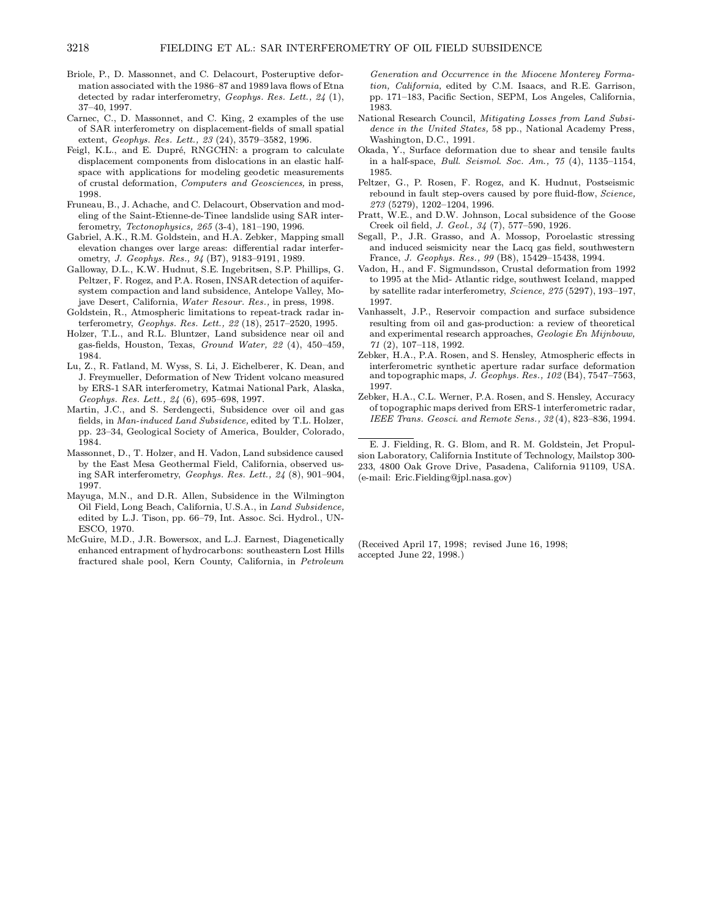Briole, P., D. Massonnet, and C. Delacourt, Posteruptive deformation associated with the 1986–87 and 1989 lava flows of Etna detected by radar interferometry, *Geophys. Res. Lett., 24* (1), 37–40, 1997.

Carnec, C., D. Massonnet, and C. King, 2 examples of the use of SAR interferometry on displacement-fields of small spatial extent, *Geophys. Res. Lett., 23* (24), 3579–3582, 1996.

Feigl, K.L., and E. Dupré, RNGCHN: a program to calculate displacement components from dislocations in an elastic half-space with applications for modeling geodetic measurements of crustal deformation, *Computers and Geosciences,* in press, 1998.

Fruneau, B., J. Achache, and C. Delacourt, Observation and modeling of the Saint-Etienne-de-Tinee landslide using SAR interferometry, *Tectonophysics, 265* (3-4), 181–190, 1996.

Gabriel, A.K., R.M. Goldstein, and H.A. Zebker, Mapping small elevation changes over large areas: differential radar interferometry, *J. Geophys. Res., 94* (B7), 9183–9191, 1989.

Galloway, D.L., K.W. Hudnut, S.E. Ingebritsen, S.P. Phillips, G. Peltzer, F. Rogez, and P.A. Rosen, INSAR detection of aquifer-system compaction and land subsidence, Antelope Valley, Mojave Desert, California, *Water Resour. Res.,* in press, 1998.

Goldstein, R., Atmospheric limitations to repeat-track radar interferometry, *Geophys. Res. Lett., 22* (18), 2517–2520, 1995.

Holzer, T.L., and R.L. Bluntzer, Land subsidence near oil and gas-fields, Houston, Texas, *Ground Water, 22* (4), 450–459, 1984.

Lu, Z., R. Fatland, M. Wyss, S. Li, J. Eichelberer, K. Dean, and J. Freymueller, Deformation of New Trident volcano measured by ERS-1 SAR interferometry, Katmai National Park, Alaska, *Geophys. Res. Lett., 24* (6), 695–698, 1997.

Martin, J.C., and S. Serdengecti, Subsidence over oil and gas fields, in *Man-induced Land Subsidence,* edited by T.L. Holzer, pp. 23–34, Geological Society of America, Boulder, Colorado, 1984.

Massonnet, D., T. Holzer, and H. Vadon, Land subsidence caused by the East Mesa Geothermal Field, California, observed using SAR interferometry, *Geophys. Res. Lett., 24* (8), 901–904, 1997.

Mayuga, M.N., and D.R. Allen, Subsidence in the Wilmington Oil Field, Long Beach, California, U.S.A., in *Land Subsidence,* edited by L.J. Tison, pp. 66–79, Int. Assoc. Sci. Hydrol., UNESCO, 1970.

McGuire, M.D., J.R. Bowersox, and L.J. Earnest, Diagenetically enhanced entrapment of hydrocarbons: southeastern Lost Hills fractured shale pool, Kern County, California, in *Petroleum Generation and Occurrence in the Miocene Monterey Formation, California,* edited by C.M. Isaacs, and R.E. Garrison, pp. 171–183, Pacific Section, SEPM, Los Angeles, California, 1983.

National Research Council, *Mitigating Losses from Land Subsidence in the United States,* 58 pp., National Academy Press, Washington, D.C., 1991.

Okada, Y., Surface deformation due to shear and tensile faults in a half-space, *Bull. Seismol. Soc. Am., 75* (4), 1135–1154, 1985.

Peltzer, G., P. Rosen, F. Rogez, and K. Hudnut, Postseismic rebound in fault step-overs caused by pore fluid-flow, *Science, 273* (5279), 1202–1204, 1996.

Pratt, W.E., and D.W. Johnson, Local subsidence of the Goose Creek oil field, *J. Geol., 34* (7), 577–590, 1926.

Segall, P., J.R. Grasso, and A. Mossop, Poroelastic stressing and induced seismicity near the Lacq gas field, southwestern France, *J. Geophys. Res., 99* (B8), 15429–15438, 1994.

Vadon, H., and F. Sigmundsson, Crustal deformation from 1992 to 1995 at the Mid- Atlantic ridge, southwest Iceland, mapped by satellite radar interferometry, *Science, 275* (5297), 193–197, 1997.

Vanhasselt, J.P., Reservoir compaction and surface subsidence resulting from oil and gas-production: a review of theoretical and experimental research approaches, *Geologie En Mijnbouw, 71* (2), 107–118, 1992.

Zebker, H.A., P.A. Rosen, and S. Hensley, Atmospheric effects in interferometric synthetic aperture radar surface deformation and topographic maps, *J. Geophys. Res., 102* (B4), 7547–7563, 1997.

Zebker, H.A., C.L. Werner, P.A. Rosen, and S. Hensley, Accuracy of topographic maps derived from ERS-1 interferometric radar, *IEEE Trans. Geosci. and Remote Sens., 32* (4), 823–836, 1994.

---

E. J. Fielding, R. G. Blom, and R. M. Goldstein, Jet Propulsion Laboratory, California Institute of Technology, Mailstop 300-233, 4800 Oak Grove Drive, Pasadena, California 91109, USA. (e-mail: Eric.Fielding@jpl.nasa.gov)

(Received April 17, 1998; revised June 16, 1998; accepted June 22, 1998.)